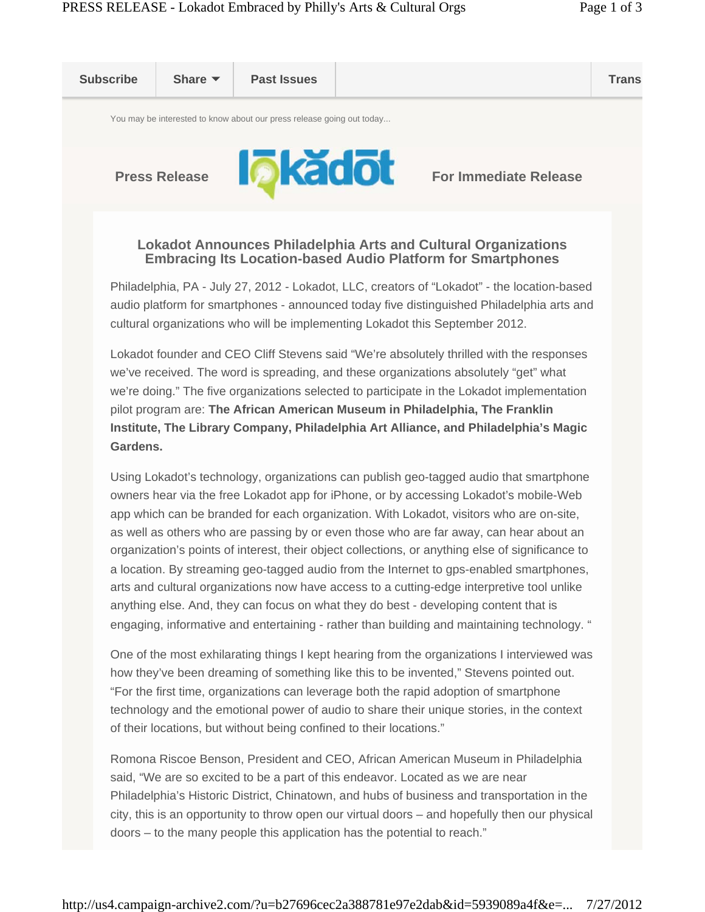Subscribe | Share | Past Issues | Trans

You may be interested to know about our press release going out today...

**Press Release** — Lokadot — **For Immediate Release**

## Lokadot Announces Philadelphia Arts and Cultural Organizations Embracing Its Location-based Audio Platform for Smartphones

Philadelphia, PA - July 27, 2012 - Lokadot, LLC, creators of "Lokadot" - the location-based audio platform for smartphones - announced today five distinguished Philadelphia arts and cultural organizations who will be implementing Lokadot this September 2012.

Lokadot founder and CEO Cliff Stevens said "We're absolutely thrilled with the responses we've received. The word is spreading, and these organizations absolutely "get" what we're doing." The five organizations selected to participate in the Lokadot implementation pilot program are: **The African American Museum in Philadelphia, The Franklin Institute, The Library Company, Philadelphia Art Alliance, and Philadelphia's Magic Gardens.**

Using Lokadot's technology, organizations can publish geo-tagged audio that smartphone owners hear via the free Lokadot app for iPhone, or by accessing Lokadot's mobile-Web app which can be branded for each organization. With Lokadot, visitors who are on-site, as well as others who are passing by or even those who are far away, can hear about an organization's points of interest, their object collections, or anything else of significance to a location. By streaming geo-tagged audio from the Internet to gps-enabled smartphones, arts and cultural organizations now have access to a cutting-edge interpretive tool unlike anything else. And, they can focus on what they do best - developing content that is engaging, informative and entertaining - rather than building and maintaining technology. "

One of the most exhilarating things I kept hearing from the organizations I interviewed was how they've been dreaming of something like this to be invented," Stevens pointed out. "For the first time, organizations can leverage both the rapid adoption of smartphone technology and the emotional power of audio to share their unique stories, in the context of their locations, but without being confined to their locations."

Romona Riscoe Benson, President and CEO, African American Museum in Philadelphia said, "We are so excited to be a part of this endeavor. Located as we are near Philadelphia's Historic District, Chinatown, and hubs of business and transportation in the city, this is an opportunity to throw open our virtual doors – and hopefully then our physical doors – to the many people this application has the potential to reach."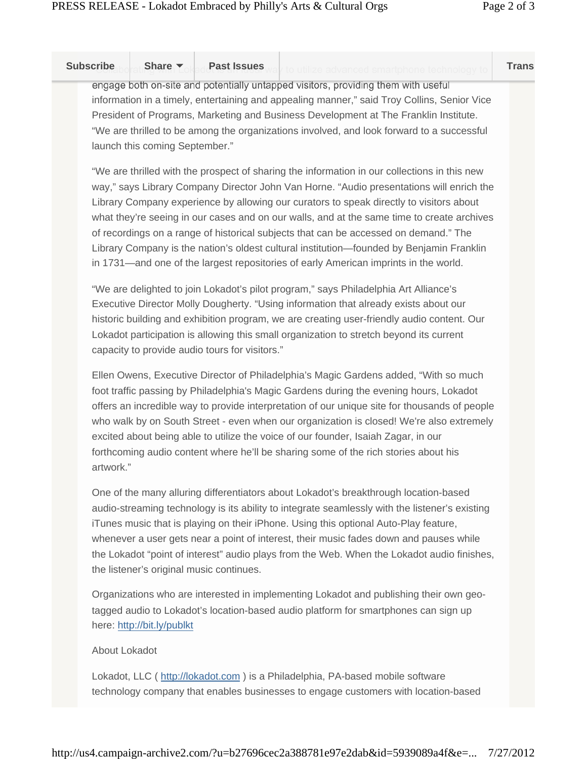"Collaborating with Lokadot is an ideal way to utilize advanced smartphone technology to engage both on-site and potentially untapped visitors, providing them with useful information in a timely, entertaining and appealing manner," said Troy Collins, Senior Vice President of Programs, Marketing and Business Development at The Franklin Institute. "We are thrilled to be among the organizations involved, and look forward to a successful launch this coming September."

"We are thrilled with the prospect of sharing the information in our collections in this new way," says Library Company Director John Van Horne. "Audio presentations will enrich the Library Company experience by allowing our curators to speak directly to visitors about what they're seeing in our cases and on our walls, and at the same time to create archives of recordings on a range of historical subjects that can be accessed on demand." The Library Company is the nation's oldest cultural institution—founded by Benjamin Franklin in 1731—and one of the largest repositories of early American imprints in the world.

"We are delighted to join Lokadot's pilot program," says Philadelphia Art Alliance's Executive Director Molly Dougherty. "Using information that already exists about our historic building and exhibition program, we are creating user-friendly audio content. Our Lokadot participation is allowing this small organization to stretch beyond its current capacity to provide audio tours for visitors."

Ellen Owens, Executive Director of Philadelphia's Magic Gardens added, "With so much foot traffic passing by Philadelphia's Magic Gardens during the evening hours, Lokadot offers an incredible way to provide interpretation of our unique site for thousands of people who walk by on South Street - even when our organization is closed! We're also extremely excited about being able to utilize the voice of our founder, Isaiah Zagar, in our forthcoming audio content where he'll be sharing some of the rich stories about his artwork."

One of the many alluring differentiators about Lokadot's breakthrough location-based audio-streaming technology is its ability to integrate seamlessly with the listener's existing iTunes music that is playing on their iPhone. Using this optional Auto-Play feature, whenever a user gets near a point of interest, their music fades down and pauses while the Lokadot "point of interest" audio plays from the Web. When the Lokadot audio finishes, the listener's original music continues.

Organizations who are interested in implementing Lokadot and publishing their own geo-tagged audio to Lokadot's location-based audio platform for smartphones can sign up here: http://bit.ly/publkt

About Lokadot

Lokadot, LLC ( http://lokadot.com ) is a Philadelphia, PA-based mobile software technology company that enables businesses to engage customers with location-based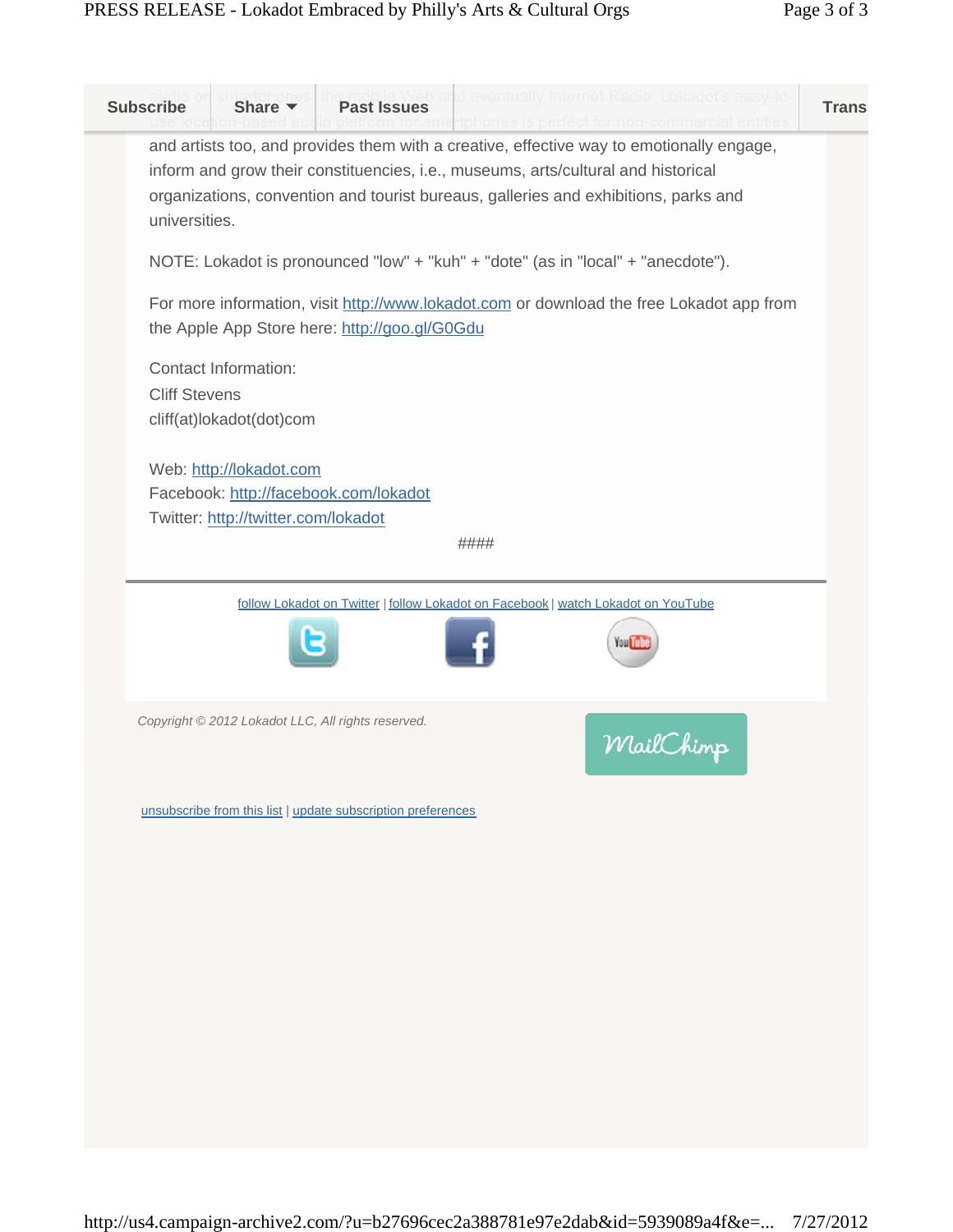Subscribe | Share | Past Issues | Trans

audio on smartphones, the mobile Web and eventually Internet Radio. Lokadot's easy-to-use location-based audio platform for smartphones is perfect for non-commercial entities and artists too, and provides them with a creative, effective way to emotionally engage, inform and grow their constituencies, i.e., museums, arts/cultural and historical organizations, convention and tourist bureaus, galleries and exhibitions, parks and universities.

NOTE: Lokadot is pronounced "low" + "kuh" + "dote" (as in "local" + "anecdote").

For more information, visit http://www.lokadot.com or download the free Lokadot app from the Apple App Store here: http://goo.gl/G0Gdu

Contact Information:
Cliff Stevens
cliff(at)lokadot(dot)com

Web: http://lokadot.com
Facebook: http://facebook.com/lokadot
Twitter: http://twitter.com/lokadot

####

follow Lokadot on Twitter | follow Lokadot on Facebook | watch Lokadot on YouTube

*Copyright © 2012 Lokadot LLC, All rights reserved.*

MailChimp

unsubscribe from this list | update subscription preferences